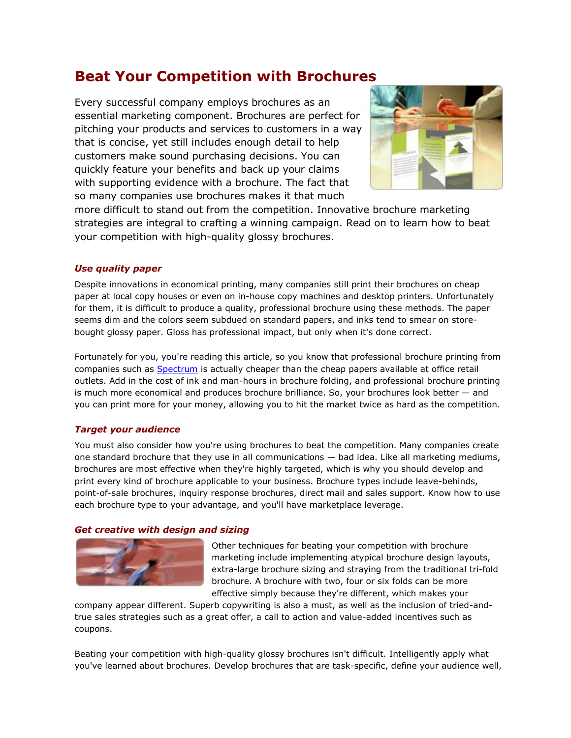# Beat Your Competition with Brochures

Every successful company employs brochures as an essential marketing component. Brochures are perfect for pitching your products and services to customers in a way that is concise, yet still includes enough detail to help customers make sound purchasing decisions. You can quickly feature your benefits and back up your claims with supporting evidence with a brochure. The fact that so many companies use brochures makes it that much more difficult to stand out from the competition. Innovative brochure marketing strategies are integral to crafting a winning campaign. Read on to learn how to beat your competition with high-quality glossy brochures.

### *Use quality paper*

Despite innovations in economical printing, many companies still print their brochures on cheap paper at local copy houses or even on in-house copy machines and desktop printers. Unfortunately for them, it is difficult to produce a quality, professional brochure using these methods. The paper seems dim and the colors seem subdued on standard papers, and inks tend to smear on store-bought glossy paper. Gloss has professional impact, but only when it's done correct.

Fortunately for you, you're reading this article, so you know that professional brochure printing from companies such as Spectrum is actually cheaper than the cheap papers available at office retail outlets. Add in the cost of ink and man-hours in brochure folding, and professional brochure printing is much more economical and produces brochure brilliance. So, your brochures look better — and you can print more for your money, allowing you to hit the market twice as hard as the competition.

### *Target your audience*

You must also consider how you're using brochures to beat the competition. Many companies create one standard brochure that they use in all communications — bad idea. Like all marketing mediums, brochures are most effective when they're highly targeted, which is why you should develop and print every kind of brochure applicable to your business. Brochure types include leave-behinds, point-of-sale brochures, inquiry response brochures, direct mail and sales support. Know how to use each brochure type to your advantage, and you'll have marketplace leverage.

### *Get creative with design and sizing*

Other techniques for beating your competition with brochure marketing include implementing atypical brochure design layouts, extra-large brochure sizing and straying from the traditional tri-fold brochure. A brochure with two, four or six folds can be more effective simply because they're different, which makes your company appear different. Superb copywriting is also a must, as well as the inclusion of tried-and-true sales strategies such as a great offer, a call to action and value-added incentives such as coupons.

Beating your competition with high-quality glossy brochures isn't difficult. Intelligently apply what you've learned about brochures. Develop brochures that are task-specific, define your audience well,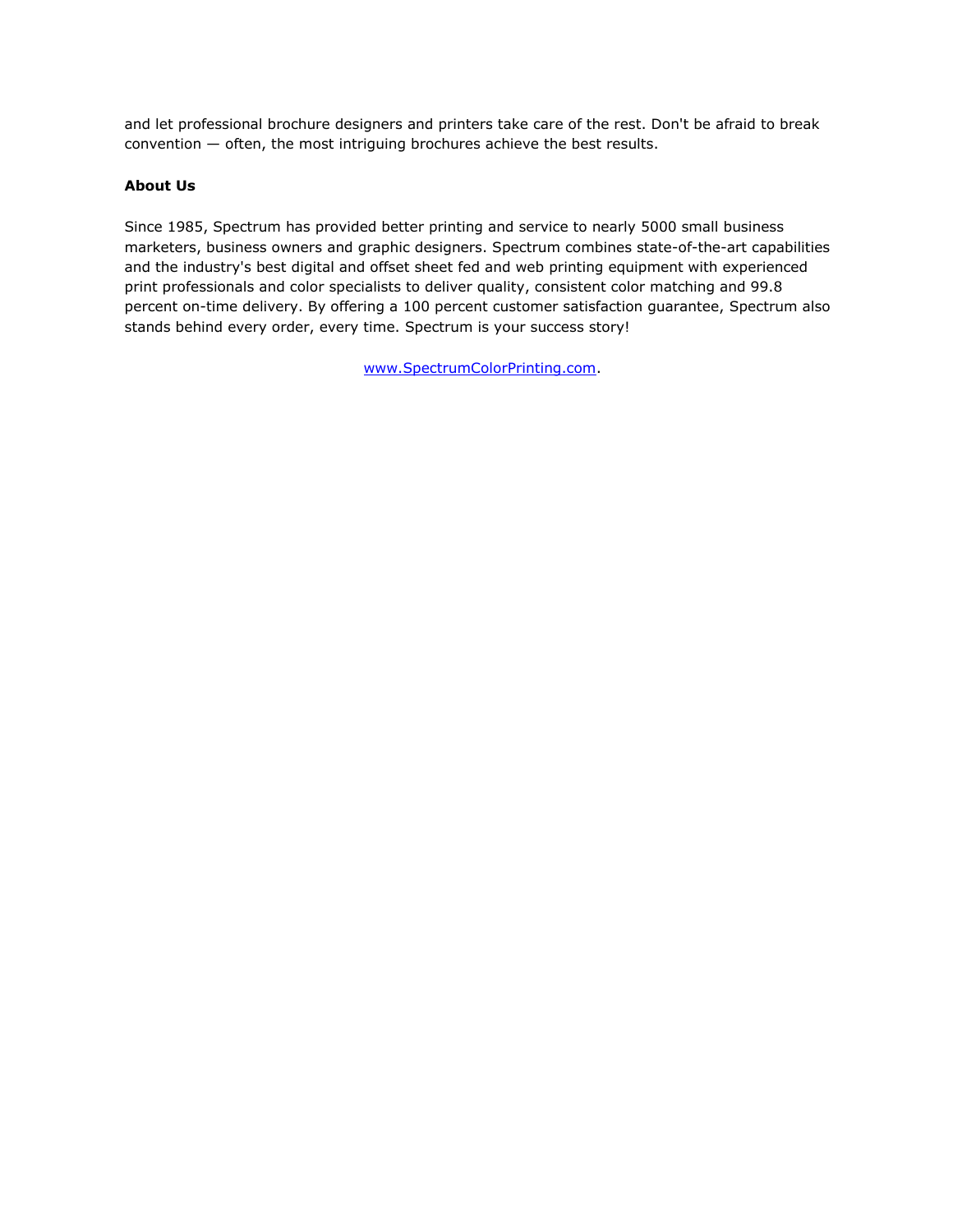and let professional brochure designers and printers take care of the rest. Don't be afraid to break convention — often, the most intriguing brochures achieve the best results.

**About Us**

Since 1985, Spectrum has provided better printing and service to nearly 5000 small business marketers, business owners and graphic designers. Spectrum combines state-of-the-art capabilities and the industry's best digital and offset sheet fed and web printing equipment with experienced print professionals and color specialists to deliver quality, consistent color matching and 99.8 percent on-time delivery. By offering a 100 percent customer satisfaction guarantee, Spectrum also stands behind every order, every time. Spectrum is your success story!

www.SpectrumColorPrinting.com.